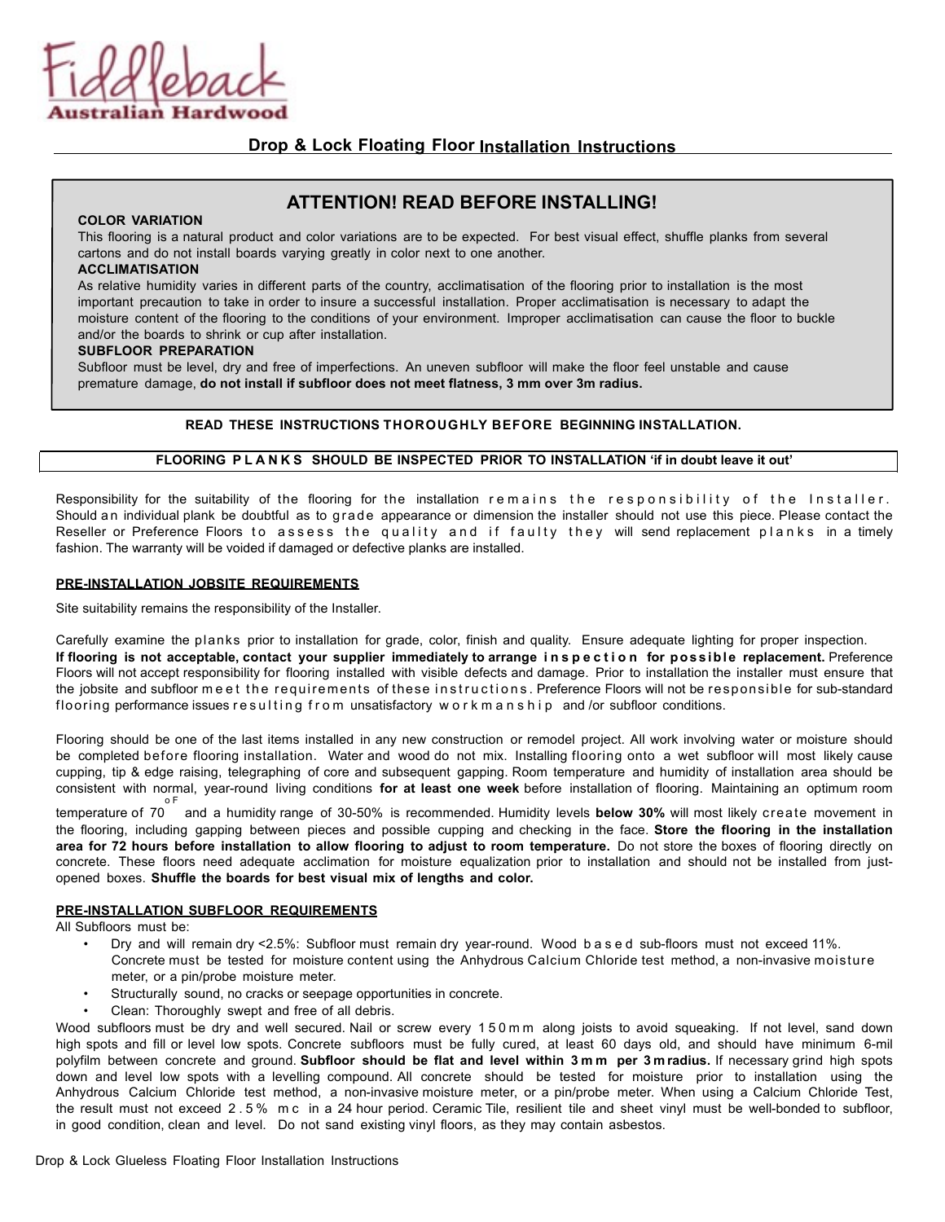Fiddleback
Australian Hardwood

## Drop & Lock Floating Floor Installation Instructions

### ATTENTION! READ BEFORE INSTALLING!

**COLOR VARIATION**
This flooring is a natural product and color variations are to be expected. For best visual effect, shuffle planks from several cartons and do not install boards varying greatly in color next to one another.

**ACCLIMATISATION**
As relative humidity varies in different parts of the country, acclimatisation of the flooring prior to installation is the most important precaution to take in order to insure a successful installation. Proper acclimatisation is necessary to adapt the moisture content of the flooring to the conditions of your environment. Improper acclimatisation can cause the floor to buckle and/or the boards to shrink or cup after installation.

**SUBFLOOR PREPARATION**
Subfloor must be level, dry and free of imperfections. An uneven subfloor will make the floor feel unstable and cause premature damage, **do not install if subfloor does not meet flatness, 3 mm over 3m radius.**

**READ THESE INSTRUCTIONS THOROUGHLY BEFORE BEGINNING INSTALLATION.**

**FLOORING PLANKS SHOULD BE INSPECTED PRIOR TO INSTALLATION 'if in doubt leave it out'**

Responsibility for the suitability of the flooring for the installation remains the responsibility of the Installer. Should an individual plank be doubtful as to grade appearance or dimension the installer should not use this piece. Please contact the Reseller or Preference Floors to assess the quality and if faulty they will send replacement planks in a timely fashion. The warranty will be voided if damaged or defective planks are installed.

**PRE-INSTALLATION JOBSITE REQUIREMENTS**

Site suitability remains the responsibility of the Installer.

Carefully examine the planks prior to installation for grade, color, finish and quality. Ensure adequate lighting for proper inspection. **If flooring is not acceptable, contact your supplier immediately to arrange inspection for possible replacement.** Preference Floors will not accept responsibility for flooring installed with visible defects and damage. Prior to installation the installer must ensure that the jobsite and subfloor meet the requirements of these instructions. Preference Floors will not be responsible for sub-standard flooring performance issues resulting from unsatisfactory workmanship and /or subfloor conditions.

Flooring should be one of the last items installed in any new construction or remodel project. All work involving water or moisture should be completed before flooring installation. Water and wood do not mix. Installing flooring onto a wet subfloor will most likely cause cupping, tip & edge raising, telegraphing of core and subsequent gapping. Room temperature and humidity of installation area should be consistent with normal, year-round living conditions **for at least one week** before installation of flooring. Maintaining an optimum room temperature of 70 °F and a humidity range of 30-50% is recommended. Humidity levels **below 30%** will most likely create movement in the flooring, including gapping between pieces and possible cupping and checking in the face. **Store the flooring in the installation area for 72 hours before installation to allow flooring to adjust to room temperature.** Do not store the boxes of flooring directly on concrete. These floors need adequate acclimation for moisture equalization prior to installation and should not be installed from just-opened boxes. **Shuffle the boards for best visual mix of lengths and color.**

**PRE-INSTALLATION SUBFLOOR REQUIREMENTS**

All Subfloors must be:

- Dry and will remain dry <2.5%: Subfloor must remain dry year-round. Wood based sub-floors must not exceed 11%. Concrete must be tested for moisture content using the Anhydrous Calcium Chloride test method, a non-invasive moisture meter, or a pin/probe moisture meter.
- Structurally sound, no cracks or seepage opportunities in concrete.
- Clean: Thoroughly swept and free of all debris.

Wood subfloors must be dry and well secured. Nail or screw every 150mm along joists to avoid squeaking. If not level, sand down high spots and fill or level low spots. Concrete subfloors must be fully cured, at least 60 days old, and should have minimum 6-mil polyfilm between concrete and ground. **Subfloor should be flat and level within 3mm per 3m radius.** If necessary grind high spots down and level low spots with a levelling compound. All concrete should be tested for moisture prior to installation using the Anhydrous Calcium Chloride test method, a non-invasive moisture meter, or a pin/probe meter. When using a Calcium Chloride Test, the result must not exceed 2.5% mc in a 24 hour period. Ceramic Tile, resilient tile and sheet vinyl must be well-bonded to subfloor, in good condition, clean and level. Do not sand existing vinyl floors, as they may contain asbestos.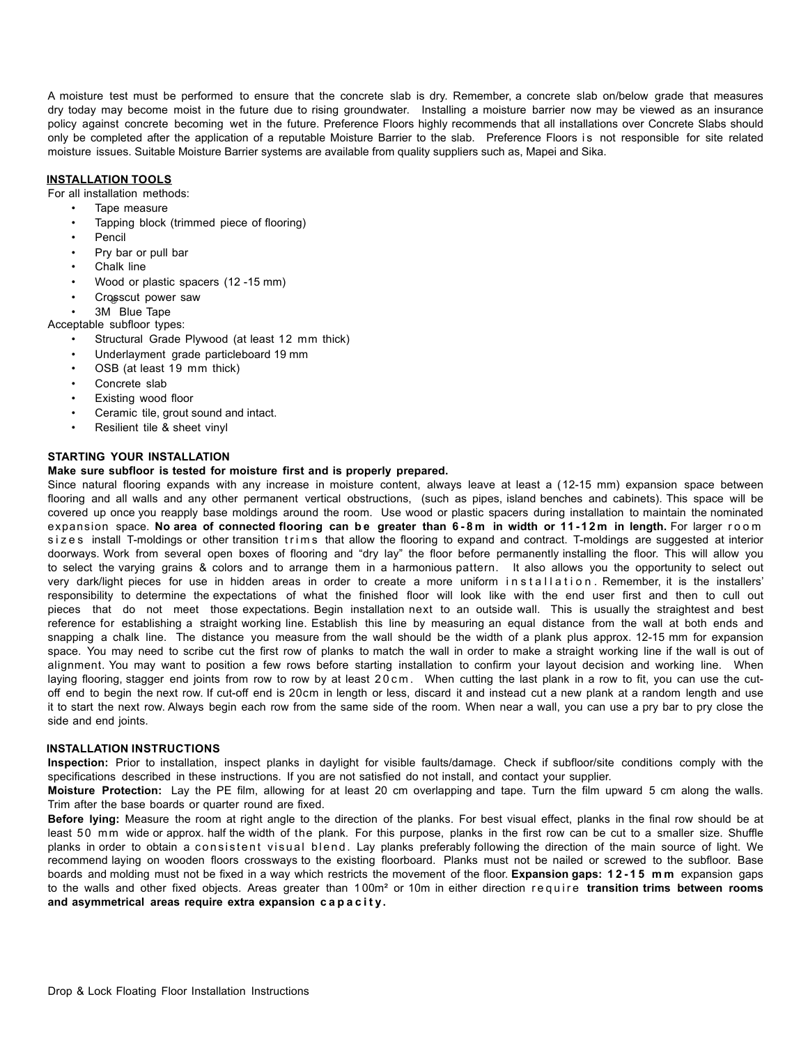A moisture test must be performed to ensure that the concrete slab is dry. Remember, a concrete slab on/below grade that measures dry today may become moist in the future due to rising groundwater. Installing a moisture barrier now may be viewed as an insurance policy against concrete becoming wet in the future. Preference Floors highly recommends that all installations over Concrete Slabs should only be completed after the application of a reputable Moisture Barrier to the slab. Preference Floors is not responsible for site related moisture issues. Suitable Moisture Barrier systems are available from quality suppliers such as, Mapei and Sika.

## INSTALLATION TOOLS

For all installation methods:

- Tape measure
- Tapping block (trimmed piece of flooring)
- Pencil
- Pry bar or pull bar
- Chalk line
- Wood or plastic spacers (12 -15 mm)
- Crosscut power saw
- 3M Blue Tape

Acceptable subfloor types:

- Structural Grade Plywood (at least 12 mm thick)
- Underlayment grade particleboard 19 mm
- OSB (at least 19 mm thick)
- Concrete slab
- Existing wood floor
- Ceramic tile, grout sound and intact.
- Resilient tile & sheet vinyl

## STARTING YOUR INSTALLATION

**Make sure subfloor is tested for moisture first and is properly prepared.**

Since natural flooring expands with any increase in moisture content, always leave at least a (12-15 mm) expansion space between flooring and all walls and any other permanent vertical obstructions, (such as pipes, island benches and cabinets). This space will be covered up once you reapply base moldings around the room. Use wood or plastic spacers during installation to maintain the nominated expansion space. **No area of connected flooring can be greater than 6-8m in width or 11-12m in length.** For larger room sizes install T-moldings or other transition trims that allow the flooring to expand and contract. T-moldings are suggested at interior doorways. Work from several open boxes of flooring and "dry lay" the floor before permanently installing the floor. This will allow you to select the varying grains & colors and to arrange them in a harmonious pattern. It also allows you the opportunity to select out very dark/light pieces for use in hidden areas in order to create a more uniform installation. Remember, it is the installers' responsibility to determine the expectations of what the finished floor will look like with the end user first and then to cull out pieces that do not meet those expectations. Begin installation next to an outside wall. This is usually the straightest and best reference for establishing a straight working line. Establish this line by measuring an equal distance from the wall at both ends and snapping a chalk line. The distance you measure from the wall should be the width of a plank plus approx. 12-15 mm for expansion space. You may need to scribe cut the first row of planks to match the wall in order to make a straight working line if the wall is out of alignment. You may want to position a few rows before starting installation to confirm your layout decision and working line. When laying flooring, stagger end joints from row to row by at least 20cm. When cutting the last plank in a row to fit, you can use the cut-off end to begin the next row. If cut-off end is 20cm in length or less, discard it and instead cut a new plank at a random length and use it to start the next row. Always begin each row from the same side of the room. When near a wall, you can use a pry bar to pry close the side and end joints.

## INSTALLATION INSTRUCTIONS

**Inspection:** Prior to installation, inspect planks in daylight for visible faults/damage. Check if subfloor/site conditions comply with the specifications described in these instructions. If you are not satisfied do not install, and contact your supplier.

**Moisture Protection:** Lay the PE film, allowing for at least 20 cm overlapping and tape. Turn the film upward 5 cm along the walls. Trim after the base boards or quarter round are fixed.

**Before lying:** Measure the room at right angle to the direction of the planks. For best visual effect, planks in the final row should be at least 50 mm wide or approx. half the width of the plank. For this purpose, planks in the first row can be cut to a smaller size. Shuffle planks in order to obtain a consistent visual blend. Lay planks preferably following the direction of the main source of light. We recommend laying on wooden floors crossways to the existing floorboard. Planks must not be nailed or screwed to the subfloor. Base boards and molding must not be fixed in a way which restricts the movement of the floor. **Expansion gaps: 12-15 mm** expansion gaps to the walls and other fixed objects. Areas greater than 100m² or 10m in either direction require **transition trims between rooms and asymmetrical areas require extra expansion capacity.**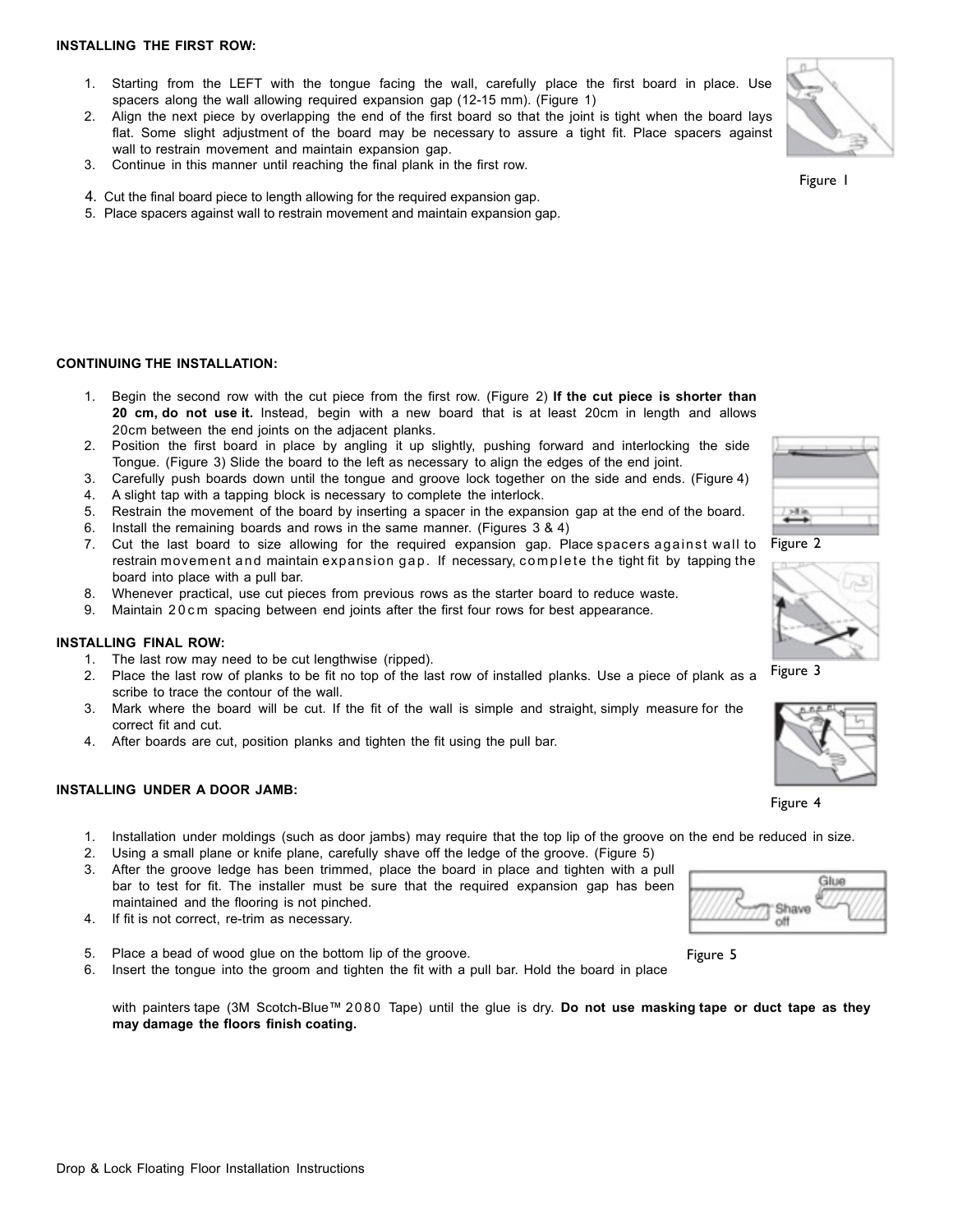**INSTALLING THE FIRST ROW:**

1. Starting from the LEFT with the tongue facing the wall, carefully place the first board in place. Use spacers along the wall allowing required expansion gap (12-15 mm). (Figure 1)
2. Align the next piece by overlapping the end of the first board so that the joint is tight when the board lays flat. Some slight adjustment of the board may be necessary to assure a tight fit. Place spacers against wall to restrain movement and maintain expansion gap.
3. Continue in this manner until reaching the final plank in the first row.
4. Cut the final board piece to length allowing for the required expansion gap.
5. Place spacers against wall to restrain movement and maintain expansion gap.

Figure 1

**CONTINUING THE INSTALLATION:**

1. Begin the second row with the cut piece from the first row. (Figure 2) **If the cut piece is shorter than 20 cm, do not use it.** Instead, begin with a new board that is at least 20cm in length and allows 20cm between the end joints on the adjacent planks.
2. Position the first board in place by angling it up slightly, pushing forward and interlocking the side Tongue. (Figure 3) Slide the board to the left as necessary to align the edges of the end joint.
3. Carefully push boards down until the tongue and groove lock together on the side and ends. (Figure 4)
4. A slight tap with a tapping block is necessary to complete the interlock.
5. Restrain the movement of the board by inserting a spacer in the expansion gap at the end of the board.
6. Install the remaining boards and rows in the same manner. (Figures 3 & 4)
7. Cut the last board to size allowing for the required expansion gap. Place spacers against wall to restrain movement and maintain expansion gap. If necessary, complete the tight fit by tapping the board into place with a pull bar.
8. Whenever practical, use cut pieces from previous rows as the starter board to reduce waste.
9. Maintain 20cm spacing between end joints after the first four rows for best appearance.

Figure 2

**INSTALLING FINAL ROW:**

1. The last row may need to be cut lengthwise (ripped).
2. Place the last row of planks to be fit no top of the last row of installed planks. Use a piece of plank as a scribe to trace the contour of the wall.
3. Mark where the board will be cut. If the fit of the wall is simple and straight, simply measure for the correct fit and cut.
4. After boards are cut, position planks and tighten the fit using the pull bar.

Figure 3

Figure 4

**INSTALLING UNDER A DOOR JAMB:**

1. Installation under moldings (such as door jambs) may require that the top lip of the groove on the end be reduced in size.
2. Using a small plane or knife plane, carefully shave off the ledge of the groove. (Figure 5)
3. After the groove ledge has been trimmed, place the board in place and tighten with a pull bar to test for fit. The installer must be sure that the required expansion gap has been maintained and the flooring is not pinched.
4. If fit is not correct, re-trim as necessary.
5. Place a bead of wood glue on the bottom lip of the groove.
6. Insert the tongue into the groom and tighten the fit with a pull bar. Hold the board in place with painters tape (3M Scotch-Blue™ 2080 Tape) until the glue is dry. **Do not use masking tape or duct tape as they may damage the floors finish coating.**

Figure 5

Drop & Lock Floating Floor Installation Instructions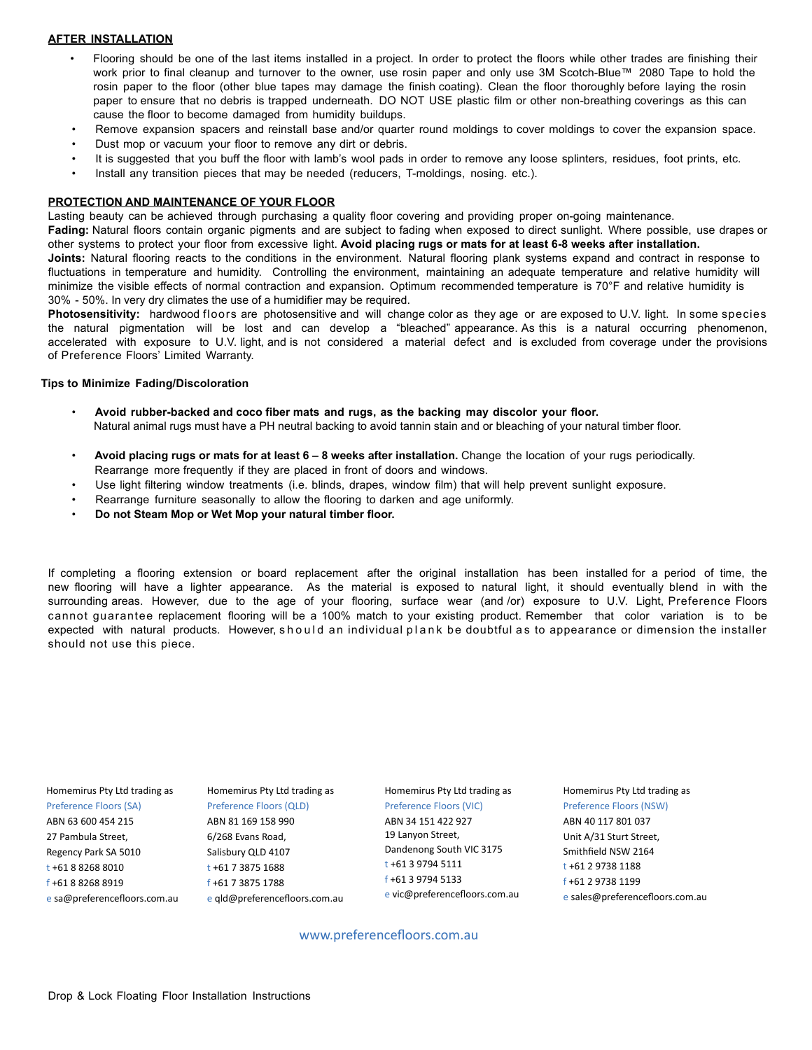## AFTER INSTALLATION

- Flooring should be one of the last items installed in a project. In order to protect the floors while other trades are finishing their work prior to final cleanup and turnover to the owner, use rosin paper and only use 3M Scotch-Blue™ 2080 Tape to hold the rosin paper to the floor (other blue tapes may damage the finish coating). Clean the floor thoroughly before laying the rosin paper to ensure that no debris is trapped underneath. DO NOT USE plastic film or other non-breathing coverings as this can cause the floor to become damaged from humidity buildups.
- Remove expansion spacers and reinstall base and/or quarter round moldings to cover moldings to cover the expansion space.
- Dust mop or vacuum your floor to remove any dirt or debris.
- It is suggested that you buff the floor with lamb's wool pads in order to remove any loose splinters, residues, foot prints, etc.
- Install any transition pieces that may be needed (reducers, T-moldings, nosing. etc.).

## PROTECTION AND MAINTENANCE OF YOUR FLOOR

Lasting beauty can be achieved through purchasing a quality floor covering and providing proper on-going maintenance.

**Fading:** Natural floors contain organic pigments and are subject to fading when exposed to direct sunlight. Where possible, use drapes or other systems to protect your floor from excessive light. **Avoid placing rugs or mats for at least 6-8 weeks after installation.**

**Joints:** Natural flooring reacts to the conditions in the environment. Natural flooring plank systems expand and contract in response to fluctuations in temperature and humidity. Controlling the environment, maintaining an adequate temperature and relative humidity will minimize the visible effects of normal contraction and expansion. Optimum recommended temperature is 70°F and relative humidity is 30% - 50%. In very dry climates the use of a humidifier may be required.

**Photosensitivity:** hardwood floors are photosensitive and will change color as they age or are exposed to U.V. light. In some species the natural pigmentation will be lost and can develop a "bleached" appearance. As this is a natural occurring phenomenon, accelerated with exposure to U.V. light, and is not considered a material defect and is excluded from coverage under the provisions of Preference Floors' Limited Warranty.

### Tips to Minimize Fading/Discoloration

- **Avoid rubber-backed and coco fiber mats and rugs, as the backing may discolor your floor.** Natural animal rugs must have a PH neutral backing to avoid tannin stain and or bleaching of your natural timber floor.
- **Avoid placing rugs or mats for at least 6 – 8 weeks after installation.** Change the location of your rugs periodically. Rearrange more frequently if they are placed in front of doors and windows.
- Use light filtering window treatments (i.e. blinds, drapes, window film) that will help prevent sunlight exposure.
- Rearrange furniture seasonally to allow the flooring to darken and age uniformly.
- **Do not Steam Mop or Wet Mop your natural timber floor.**

If completing a flooring extension or board replacement after the original installation has been installed for a period of time, the new flooring will have a lighter appearance. As the material is exposed to natural light, it should eventually blend in with the surrounding areas. However, due to the age of your flooring, surface wear (and /or) exposure to U.V. Light, Preference Floors cannot guarantee replacement flooring will be a 100% match to your existing product. Remember that color variation is to be expected with natural products. However, should an individual plank be doubtful as to appearance or dimension the installer should not use this piece.

Homemirus Pty Ltd trading as
Preference Floors (SA)
ABN 63 600 454 215
27 Pambula Street,
Regency Park SA 5010
t +61 8 8268 8010
f +61 8 8268 8919
e sa@preferencefloors.com.au

Homemirus Pty Ltd trading as
Preference Floors (QLD)
ABN 81 169 158 990
6/268 Evans Road,
Salisbury QLD 4107
t +61 7 3875 1688
f +61 7 3875 1788
e qld@preferencefloors.com.au

Homemirus Pty Ltd trading as
Preference Floors (VIC)
ABN 34 151 422 927
19 Lanyon Street,
Dandenong South VIC 3175
t +61 3 9794 5111
f +61 3 9794 5133
e vic@preferencefloors.com.au

Homemirus Pty Ltd trading as
Preference Floors (NSW)
ABN 40 117 801 037
Unit A/31 Sturt Street,
Smithfield NSW 2164
t +61 2 9738 1188
f +61 2 9738 1199
e sales@preferencefloors.com.au

www.preferencefloors.com.au